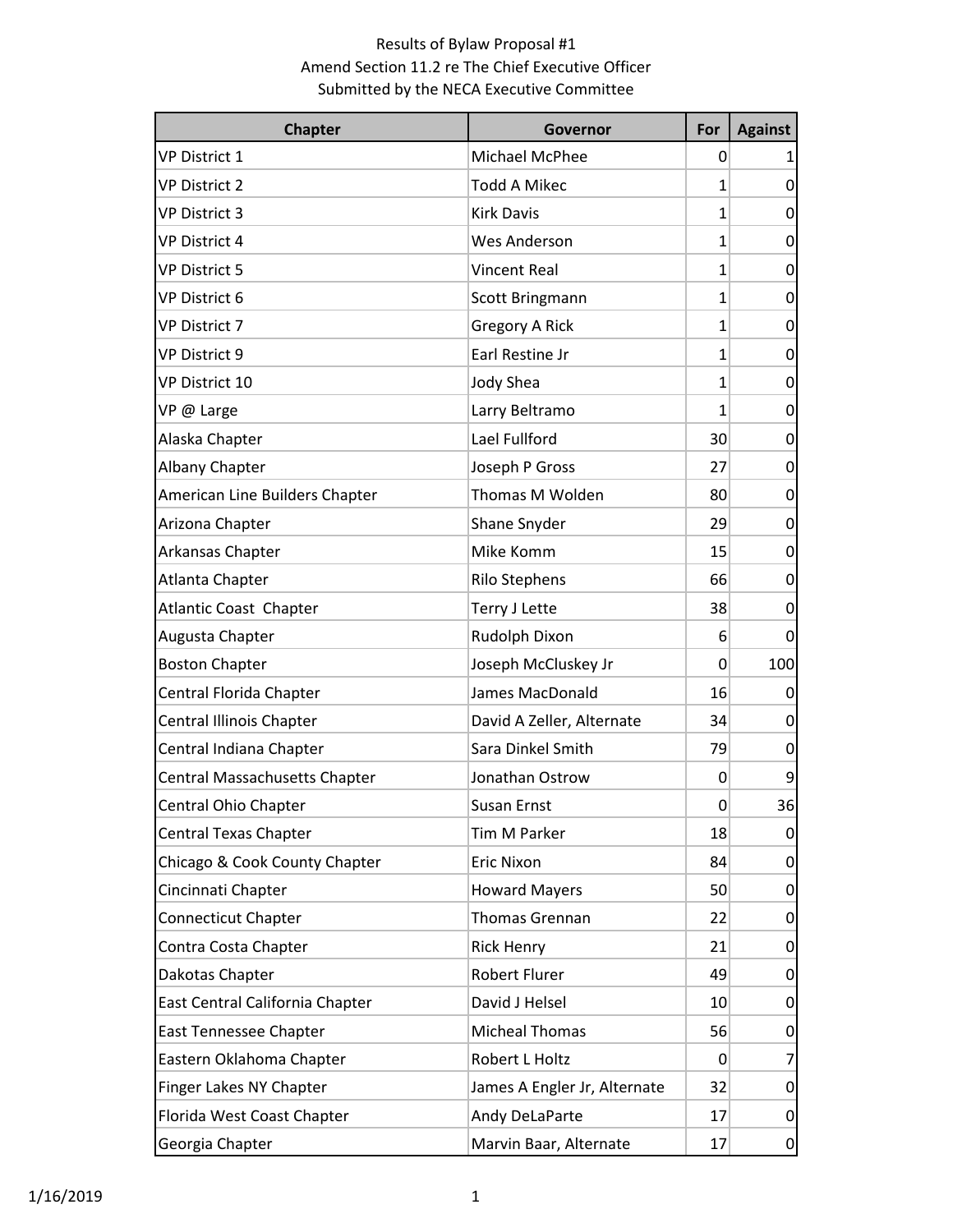Results of Bylaw Proposal #1
Amend Section 11.2 re The Chief Executive Officer
Submitted by the NECA Executive Committee

| Chapter | Governor | For | Against |
| --- | --- | --- | --- |
| VP District 1 | Michael McPhee | 0 | 1 |
| VP District 2 | Todd A Mikec | 1 | 0 |
| VP District 3 | Kirk Davis | 1 | 0 |
| VP District 4 | Wes Anderson | 1 | 0 |
| VP District 5 | Vincent Real | 1 | 0 |
| VP District 6 | Scott Bringmann | 1 | 0 |
| VP District 7 | Gregory A Rick | 1 | 0 |
| VP District 9 | Earl Restine Jr | 1 | 0 |
| VP District 10 | Jody Shea | 1 | 0 |
| VP @ Large | Larry Beltramo | 1 | 0 |
| Alaska Chapter | Lael Fullford | 30 | 0 |
| Albany Chapter | Joseph P Gross | 27 | 0 |
| American Line Builders Chapter | Thomas M Wolden | 80 | 0 |
| Arizona Chapter | Shane Snyder | 29 | 0 |
| Arkansas Chapter | Mike Komm | 15 | 0 |
| Atlanta Chapter | Rilo Stephens | 66 | 0 |
| Atlantic Coast  Chapter | Terry J Lette | 38 | 0 |
| Augusta Chapter | Rudolph Dixon | 6 | 0 |
| Boston Chapter | Joseph McCluskey Jr | 0 | 100 |
| Central Florida Chapter | James MacDonald | 16 | 0 |
| Central Illinois Chapter | David A Zeller, Alternate | 34 | 0 |
| Central Indiana Chapter | Sara Dinkel Smith | 79 | 0 |
| Central Massachusetts Chapter | Jonathan Ostrow | 0 | 9 |
| Central Ohio Chapter | Susan Ernst | 0 | 36 |
| Central Texas Chapter | Tim M Parker | 18 | 0 |
| Chicago & Cook County Chapter | Eric Nixon | 84 | 0 |
| Cincinnati Chapter | Howard Mayers | 50 | 0 |
| Connecticut Chapter | Thomas Grennan | 22 | 0 |
| Contra Costa Chapter | Rick Henry | 21 | 0 |
| Dakotas Chapter | Robert Flurer | 49 | 0 |
| East Central California Chapter | David J Helsel | 10 | 0 |
| East Tennessee Chapter | Micheal Thomas | 56 | 0 |
| Eastern Oklahoma Chapter | Robert L Holtz | 0 | 7 |
| Finger Lakes NY Chapter | James A Engler Jr, Alternate | 32 | 0 |
| Florida West Coast Chapter | Andy DeLaParte | 17 | 0 |
| Georgia Chapter | Marvin Baar, Alternate | 17 | 0 |

1/16/2019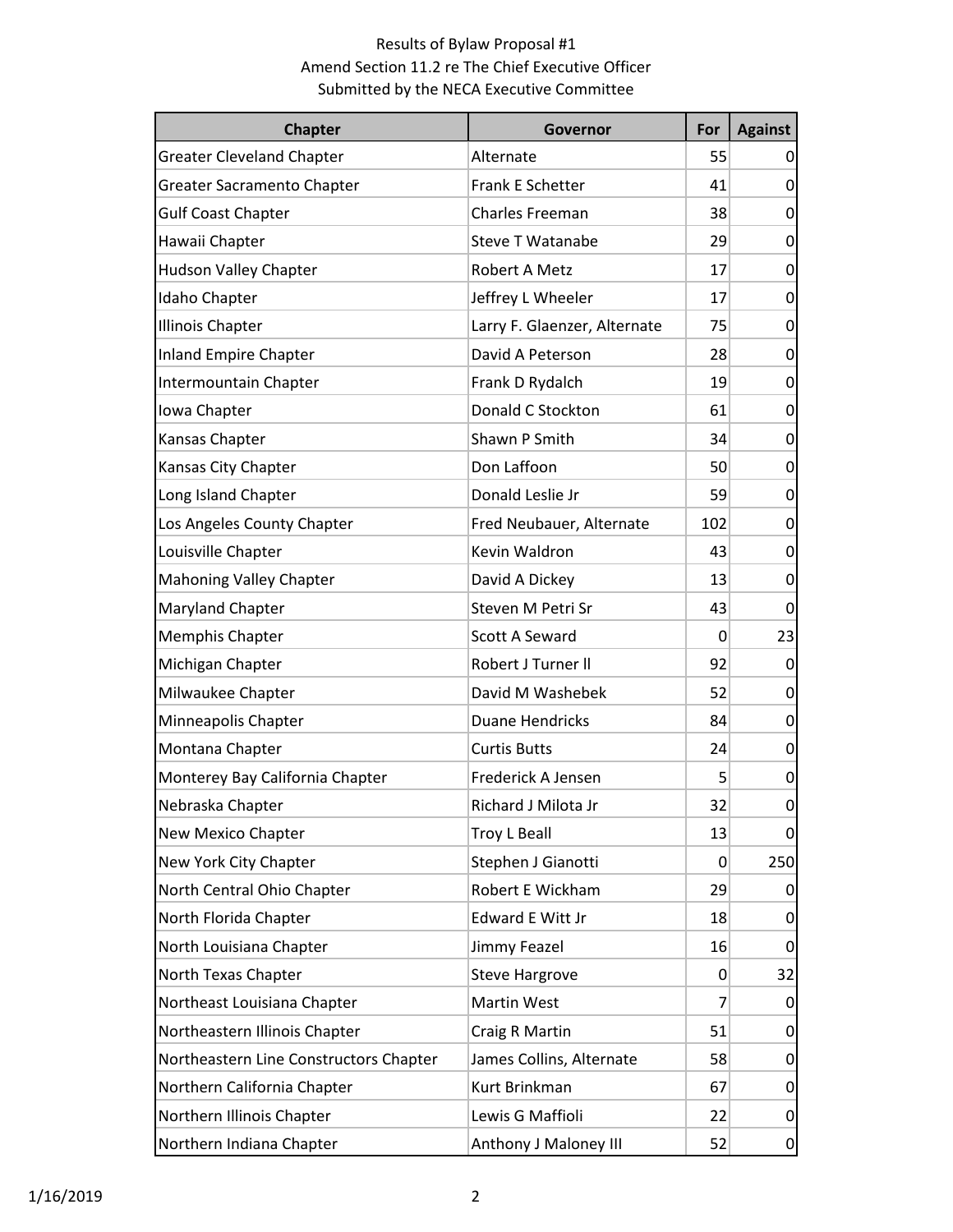Results of Bylaw Proposal #1
Amend Section 11.2 re The Chief Executive Officer
Submitted by the NECA Executive Committee

| Chapter | Governor | For | Against |
|---|---|---|---|
| Greater Cleveland Chapter | Alternate | 55 | 0 |
| Greater Sacramento Chapter | Frank E Schetter | 41 | 0 |
| Gulf Coast Chapter | Charles Freeman | 38 | 0 |
| Hawaii Chapter | Steve T Watanabe | 29 | 0 |
| Hudson Valley Chapter | Robert A Metz | 17 | 0 |
| Idaho Chapter | Jeffrey L Wheeler | 17 | 0 |
| Illinois Chapter | Larry F. Glaenzer, Alternate | 75 | 0 |
| Inland Empire Chapter | David A Peterson | 28 | 0 |
| Intermountain Chapter | Frank D Rydalch | 19 | 0 |
| Iowa Chapter | Donald C Stockton | 61 | 0 |
| Kansas Chapter | Shawn P Smith | 34 | 0 |
| Kansas City Chapter | Don Laffoon | 50 | 0 |
| Long Island Chapter | Donald Leslie Jr | 59 | 0 |
| Los Angeles County Chapter | Fred Neubauer, Alternate | 102 | 0 |
| Louisville Chapter | Kevin Waldron | 43 | 0 |
| Mahoning Valley Chapter | David A Dickey | 13 | 0 |
| Maryland Chapter | Steven M Petri Sr | 43 | 0 |
| Memphis Chapter | Scott A Seward | 0 | 23 |
| Michigan Chapter | Robert J Turner ll | 92 | 0 |
| Milwaukee Chapter | David M Washebek | 52 | 0 |
| Minneapolis Chapter | Duane Hendricks | 84 | 0 |
| Montana Chapter | Curtis Butts | 24 | 0 |
| Monterey Bay California Chapter | Frederick A Jensen | 5 | 0 |
| Nebraska Chapter | Richard J Milota Jr | 32 | 0 |
| New Mexico Chapter | Troy L Beall | 13 | 0 |
| New York City Chapter | Stephen J Gianotti | 0 | 250 |
| North Central Ohio Chapter | Robert E Wickham | 29 | 0 |
| North Florida Chapter | Edward E Witt Jr | 18 | 0 |
| North Louisiana Chapter | Jimmy Feazel | 16 | 0 |
| North Texas Chapter | Steve Hargrove | 0 | 32 |
| Northeast Louisiana Chapter | Martin West | 7 | 0 |
| Northeastern Illinois Chapter | Craig R Martin | 51 | 0 |
| Northeastern Line Constructors Chapter | James Collins, Alternate | 58 | 0 |
| Northern California Chapter | Kurt Brinkman | 67 | 0 |
| Northern Illinois Chapter | Lewis G Maffioli | 22 | 0 |
| Northern Indiana Chapter | Anthony J Maloney III | 52 | 0 |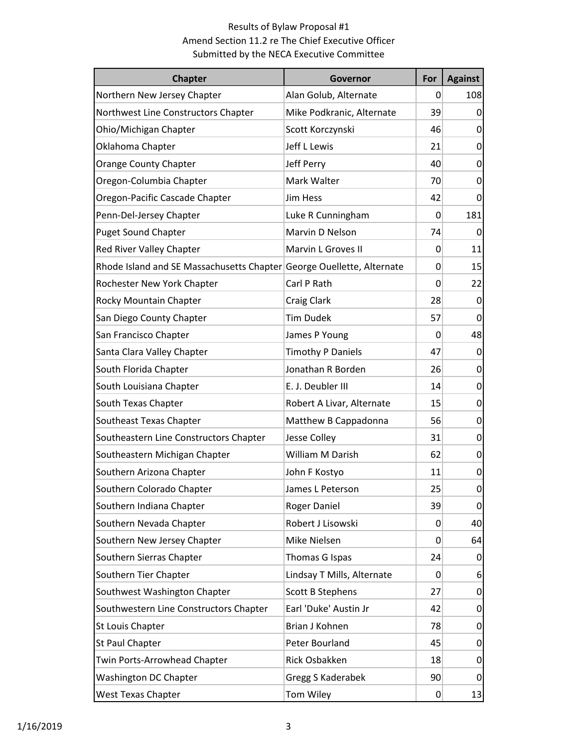Results of Bylaw Proposal #1
Amend Section 11.2 re The Chief Executive Officer
Submitted by the NECA Executive Committee

| Chapter | Governor | For | Against |
|---|---|---|---|
| Northern New Jersey Chapter | Alan Golub, Alternate | 0 | 108 |
| Northwest Line Constructors Chapter | Mike Podkranic, Alternate | 39 | 0 |
| Ohio/Michigan Chapter | Scott Korczynski | 46 | 0 |
| Oklahoma Chapter | Jeff L Lewis | 21 | 0 |
| Orange County Chapter | Jeff Perry | 40 | 0 |
| Oregon-Columbia Chapter | Mark Walter | 70 | 0 |
| Oregon-Pacific Cascade Chapter | Jim Hess | 42 | 0 |
| Penn-Del-Jersey Chapter | Luke R Cunningham | 0 | 181 |
| Puget Sound Chapter | Marvin D Nelson | 74 | 0 |
| Red River Valley Chapter | Marvin L Groves II | 0 | 11 |
| Rhode Island and SE Massachusetts Chapter | George Ouellette, Alternate | 0 | 15 |
| Rochester New York Chapter | Carl P Rath | 0 | 22 |
| Rocky Mountain Chapter | Craig Clark | 28 | 0 |
| San Diego County Chapter | Tim Dudek | 57 | 0 |
| San Francisco Chapter | James P Young | 0 | 48 |
| Santa Clara Valley Chapter | Timothy P Daniels | 47 | 0 |
| South Florida Chapter | Jonathan R Borden | 26 | 0 |
| South Louisiana Chapter | E. J. Deubler III | 14 | 0 |
| South Texas Chapter | Robert A Livar, Alternate | 15 | 0 |
| Southeast Texas Chapter | Matthew B Cappadonna | 56 | 0 |
| Southeastern Line Constructors Chapter | Jesse Colley | 31 | 0 |
| Southeastern Michigan Chapter | William M Darish | 62 | 0 |
| Southern Arizona Chapter | John F Kostyo | 11 | 0 |
| Southern Colorado Chapter | James L Peterson | 25 | 0 |
| Southern Indiana Chapter | Roger Daniel | 39 | 0 |
| Southern Nevada Chapter | Robert J Lisowski | 0 | 40 |
| Southern New Jersey Chapter | Mike Nielsen | 0 | 64 |
| Southern Sierras Chapter | Thomas G Ispas | 24 | 0 |
| Southern Tier Chapter | Lindsay T Mills, Alternate | 0 | 6 |
| Southwest Washington Chapter | Scott B Stephens | 27 | 0 |
| Southwestern Line Constructors Chapter | Earl 'Duke' Austin Jr | 42 | 0 |
| St Louis Chapter | Brian J Kohnen | 78 | 0 |
| St Paul Chapter | Peter Bourland | 45 | 0 |
| Twin Ports-Arrowhead Chapter | Rick Osbakken | 18 | 0 |
| Washington DC Chapter | Gregg S Kaderabek | 90 | 0 |
| West Texas Chapter | Tom Wiley | 0 | 13 |

1/16/2019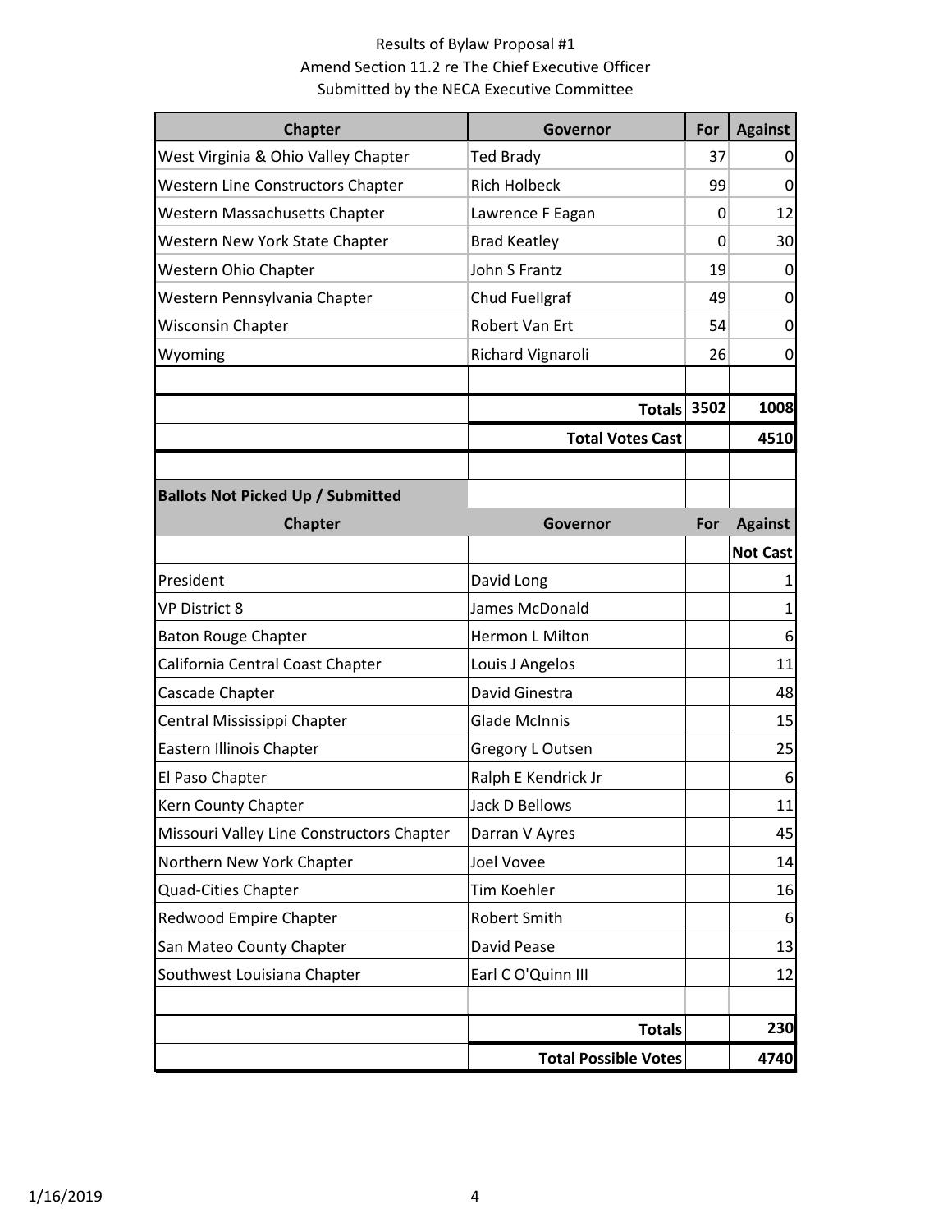Results of Bylaw Proposal #1
Amend Section 11.2 re The Chief Executive Officer
Submitted by the NECA Executive Committee

| Chapter | Governor | For | Against |
|---|---|---|---|
| West Virginia & Ohio Valley Chapter | Ted Brady | 37 | 0 |
| Western Line Constructors Chapter | Rich Holbeck | 99 | 0 |
| Western Massachusetts Chapter | Lawrence F Eagan | 0 | 12 |
| Western New York State Chapter | Brad Keatley | 0 | 30 |
| Western Ohio Chapter | John S Frantz | 19 | 0 |
| Western Pennsylvania Chapter | Chud Fuellgraf | 49 | 0 |
| Wisconsin Chapter | Robert Van Ert | 54 | 0 |
| Wyoming | Richard Vignaroli | 26 | 0 |
| | | | |
| | **Totals** | **3502** | **1008** |
| | **Total Votes Cast** | | **4510** |
| | | | |
| **Ballots Not Picked Up / Submitted** | | | |
| **Chapter** | **Governor** | **For** | **Against** |
| | | | **Not Cast** |
| President | David Long | | 1 |
| VP District 8 | James McDonald | | 1 |
| Baton Rouge Chapter | Hermon L Milton | | 6 |
| California Central Coast Chapter | Louis J Angelos | | 11 |
| Cascade Chapter | David Ginestra | | 48 |
| Central Mississippi Chapter | Glade McInnis | | 15 |
| Eastern Illinois Chapter | Gregory L Outsen | | 25 |
| El Paso Chapter | Ralph E Kendrick Jr | | 6 |
| Kern County Chapter | Jack D Bellows | | 11 |
| Missouri Valley Line Constructors Chapter | Darran V Ayres | | 45 |
| Northern New York Chapter | Joel Vovee | | 14 |
| Quad-Cities Chapter | Tim Koehler | | 16 |
| Redwood Empire Chapter | Robert Smith | | 6 |
| San Mateo County Chapter | David Pease | | 13 |
| Southwest Louisiana Chapter | Earl C O'Quinn III | | 12 |
| | | | |
| | **Totals** | | **230** |
| | **Total Possible Votes** | | **4740** |

1/16/2019